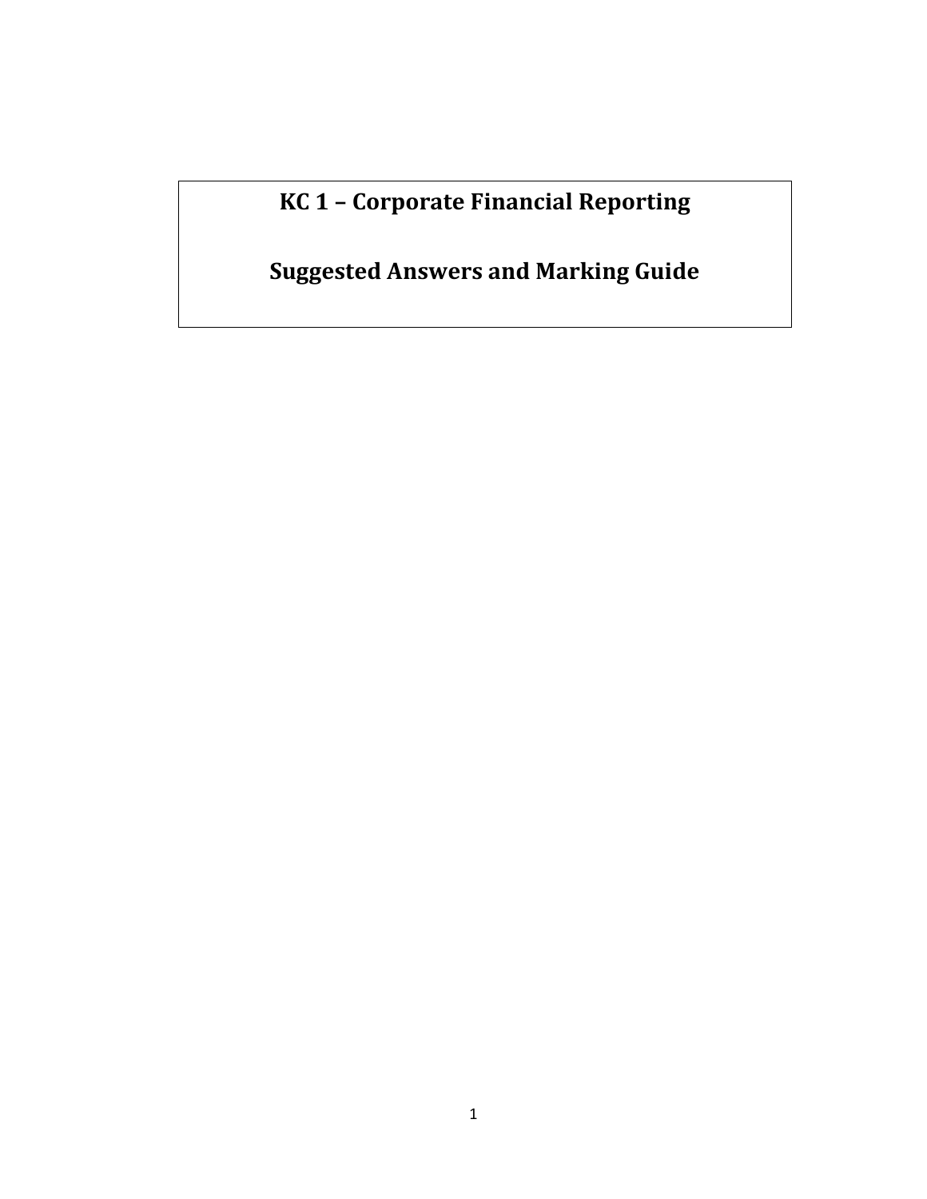# KC 1 – Corporate Financial Reporting

# Suggested Answers and Marking Guide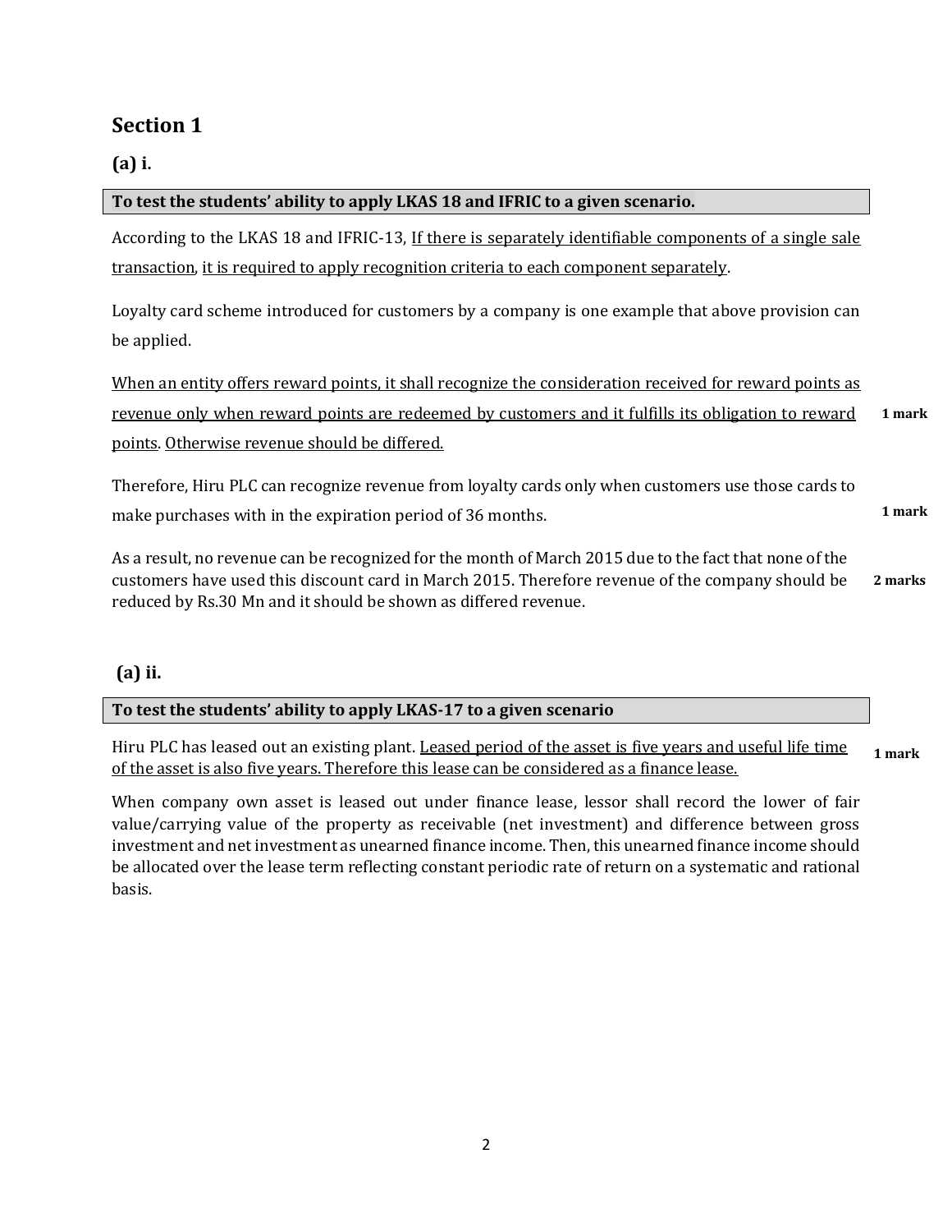## Section 1

### (a) i.

**To test the students' ability to apply LKAS 18 and IFRIC to a given scenario.**

According to the LKAS 18 and IFRIC-13, <u>If there is separately identifiable components of a single sale transaction</u>, <u>it is required to apply recognition criteria to each component separately</u>.

Loyalty card scheme introduced for customers by a company is one example that above provision can be applied.

<u>When an entity offers reward points, it shall recognize the consideration received for reward points as revenue only when reward points are redeemed by customers and it fulfills its obligation to reward points</u>. <u>Otherwise revenue should be differed.</u> **1 mark**

Therefore, Hiru PLC can recognize revenue from loyalty cards only when customers use those cards to make purchases with in the expiration period of 36 months. **1 mark**

As a result, no revenue can be recognized for the month of March 2015 due to the fact that none of the customers have used this discount card in March 2015. Therefore revenue of the company should be reduced by Rs.30 Mn and it should be shown as differed revenue. **2 marks**

### (a) ii.

**To test the students' ability to apply LKAS-17 to a given scenario**

Hiru PLC has leased out an existing plant. <u>Leased period of the asset is five years and useful life time of the asset is also five years. Therefore this lease can be considered as a finance lease.</u> **1 mark**

When company own asset is leased out under finance lease, lessor shall record the lower of fair value/carrying value of the property as receivable (net investment) and difference between gross investment and net investment as unearned finance income. Then, this unearned finance income should be allocated over the lease term reflecting constant periodic rate of return on a systematic and rational basis.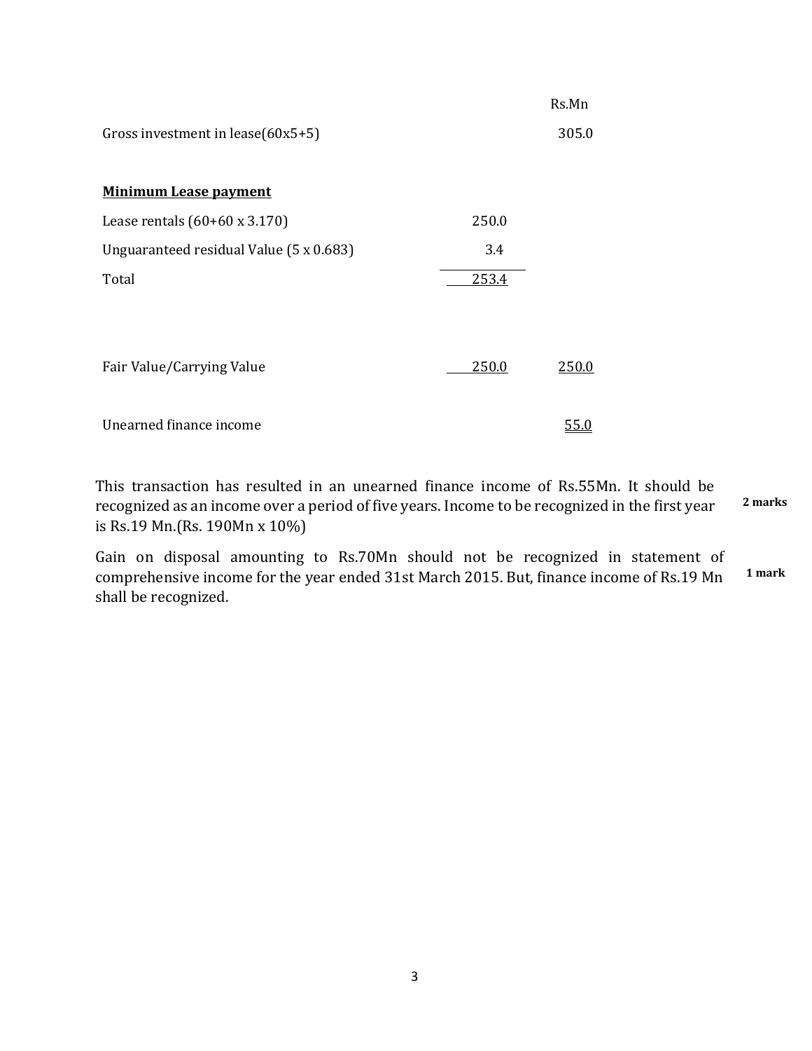| | | Rs.Mn |
|---|---|---|
| Gross investment in lease(60x5+5) | | 305.0 |
| | | |
| **Minimum Lease payment** | | |
| Lease rentals (60+60 x 3.170) | 250.0 | |
| Unguaranteed residual Value (5 x 0.683) | 3.4 | |
| Total | 253.4 | |
| | | |
| Fair Value/Carrying Value | 250.0 | 250.0 |
| | | |
| Unearned finance income | | 55.0 |

This transaction has resulted in an unearned finance income of Rs.55Mn. It should be recognized as an income over a period of five years. Income to be recognized in the first year is Rs.19 Mn.(Rs. 190Mn x 10%) **2 marks**

Gain on disposal amounting to Rs.70Mn should not be recognized in statement of comprehensive income for the year ended 31st March 2015. But, finance income of Rs.19 Mn shall be recognized. **1 mark**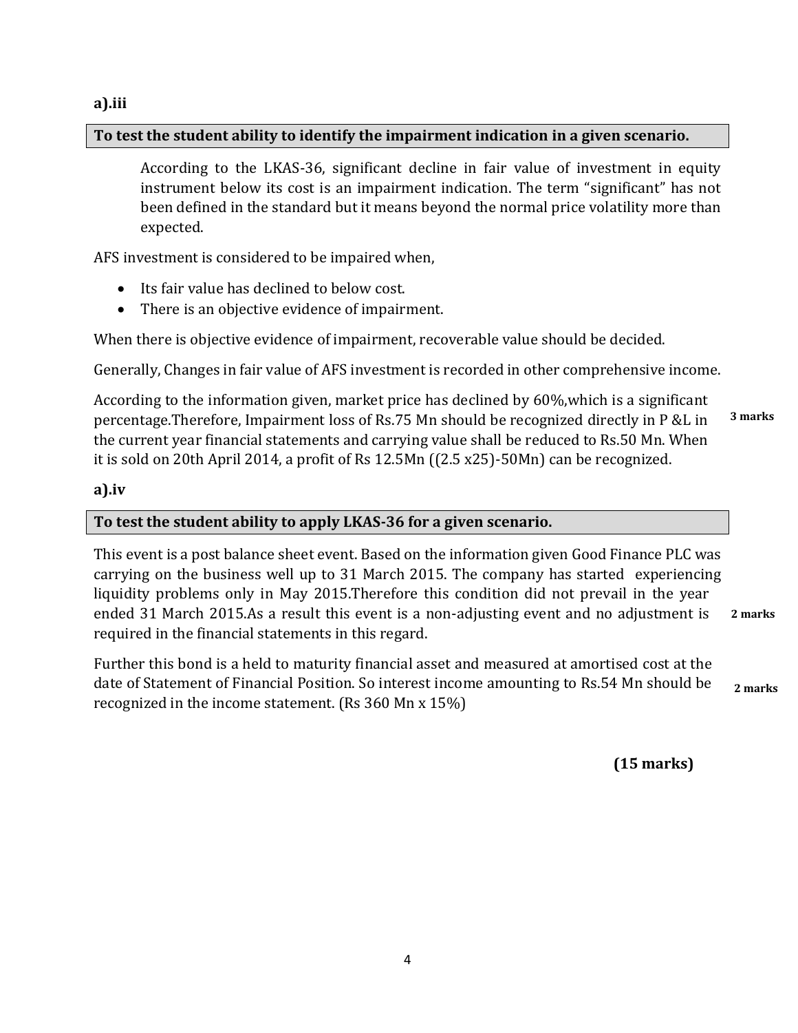**a).iii**

**To test the student ability to identify the impairment indication in a given scenario.**

According to the LKAS-36, significant decline in fair value of investment in equity instrument below its cost is an impairment indication. The term "significant" has not been defined in the standard but it means beyond the normal price volatility more than expected.

AFS investment is considered to be impaired when,

- Its fair value has declined to below cost.
- There is an objective evidence of impairment.

When there is objective evidence of impairment, recoverable value should be decided.

Generally, Changes in fair value of AFS investment is recorded in other comprehensive income.

According to the information given, market price has declined by 60%,which is a significant percentage.Therefore, Impairment loss of Rs.75 Mn should be recognized directly in P &L in the current year financial statements and carrying value shall be reduced to Rs.50 Mn. When it is sold on 20th April 2014, a profit of Rs 12.5Mn ((2.5 x25)-50Mn) can be recognized. **3 marks**

**a).iv**

**To test the student ability to apply LKAS-36 for a given scenario.**

This event is a post balance sheet event. Based on the information given Good Finance PLC was carrying on the business well up to 31 March 2015. The company has started experiencing liquidity problems only in May 2015.Therefore this condition did not prevail in the year ended 31 March 2015.As a result this event is a non-adjusting event and no adjustment is required in the financial statements in this regard. **2 marks**

Further this bond is a held to maturity financial asset and measured at amortised cost at the date of Statement of Financial Position. So interest income amounting to Rs.54 Mn should be recognized in the income statement. (Rs 360 Mn x 15%) **2 marks**

**(15 marks)**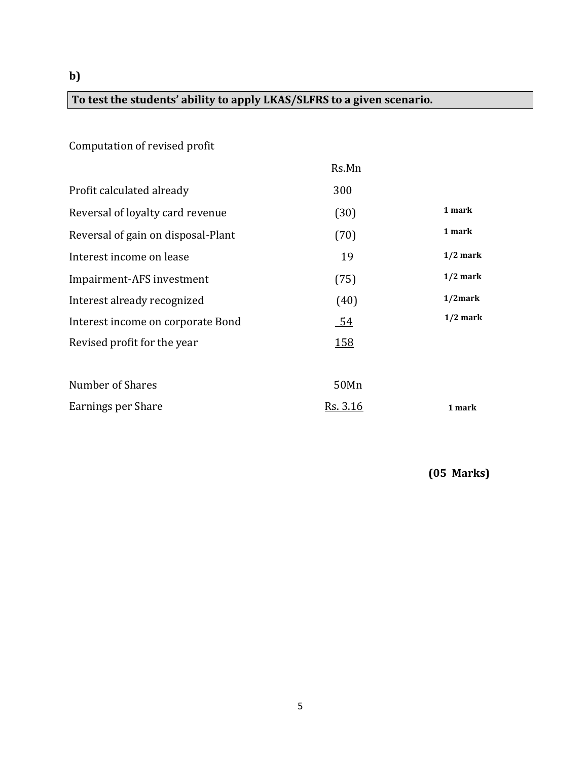**b)**

**To test the students' ability to apply LKAS/SLFRS to a given scenario.**

Computation of revised profit

| | Rs.Mn | |
|---|---|---|
| Profit calculated already | 300 | |
| Reversal of loyalty card revenue | (30) | **1 mark** |
| Reversal of gain on disposal-Plant | (70) | **1 mark** |
| Interest income on lease | 19 | **1/2 mark** |
| Impairment-AFS investment | (75) | **1/2 mark** |
| Interest already recognized | (40) | **1/2mark** |
| Interest income on corporate Bond | 54 | **1/2 mark** |
| Revised profit for the year | 158 | |
| | | |
| Number of Shares | 50Mn | |
| Earnings per Share | Rs. 3.16 | **1 mark** |

**(05 Marks)**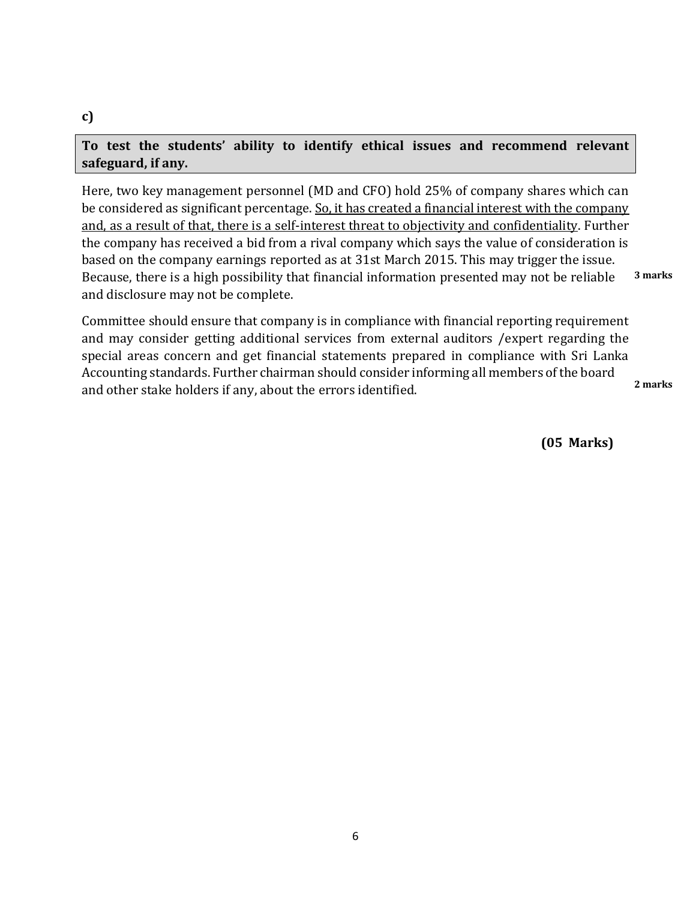**c)**

**To test the students' ability to identify ethical issues and recommend relevant safeguard, if any.**

Here, two key management personnel (MD and CFO) hold 25% of company shares which can be considered as significant percentage. <u>So, it has created a financial interest with the company and, as a result of that, there is a self-interest threat to objectivity and confidentiality</u>. Further the company has received a bid from a rival company which says the value of consideration is based on the company earnings reported as at 31st March 2015. This may trigger the issue. Because, there is a high possibility that financial information presented may not be reliable and disclosure may not be complete. **3 marks**

Committee should ensure that company is in compliance with financial reporting requirement and may consider getting additional services from external auditors /expert regarding the special areas concern and get financial statements prepared in compliance with Sri Lanka Accounting standards. Further chairman should consider informing all members of the board and other stake holders if any, about the errors identified. **2 marks**

**(05 Marks)**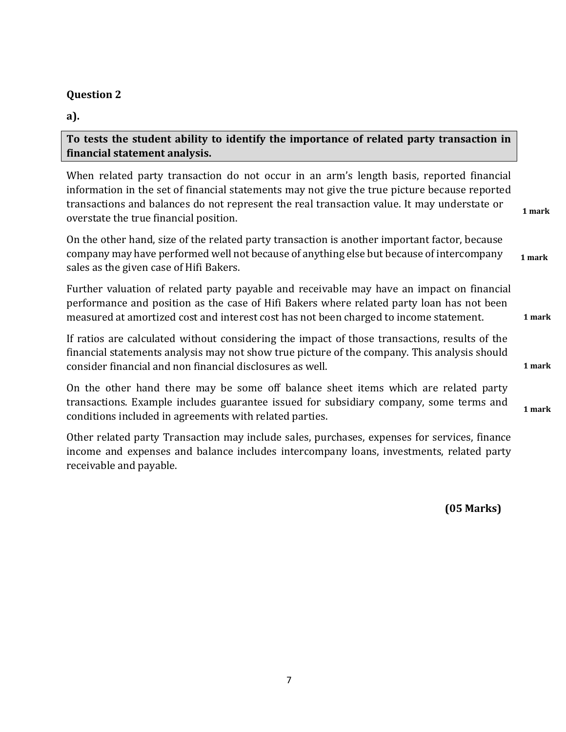**Question 2**

**a).**

**To tests the student ability to identify the importance of related party transaction in financial statement analysis.**

When related party transaction do not occur in an arm's length basis, reported financial information in the set of financial statements may not give the true picture because reported transactions and balances do not represent the real transaction value. It may understate or overstate the true financial position. **1 mark**

On the other hand, size of the related party transaction is another important factor, because company may have performed well not because of anything else but because of intercompany sales as the given case of Hifi Bakers. **1 mark**

Further valuation of related party payable and receivable may have an impact on financial performance and position as the case of Hifi Bakers where related party loan has not been measured at amortized cost and interest cost has not been charged to income statement. **1 mark**

If ratios are calculated without considering the impact of those transactions, results of the financial statements analysis may not show true picture of the company. This analysis should consider financial and non financial disclosures as well. **1 mark**

On the other hand there may be some off balance sheet items which are related party transactions. Example includes guarantee issued for subsidiary company, some terms and conditions included in agreements with related parties. **1 mark**

Other related party Transaction may include sales, purchases, expenses for services, finance income and expenses and balance includes intercompany loans, investments, related party receivable and payable.

**(05 Marks)**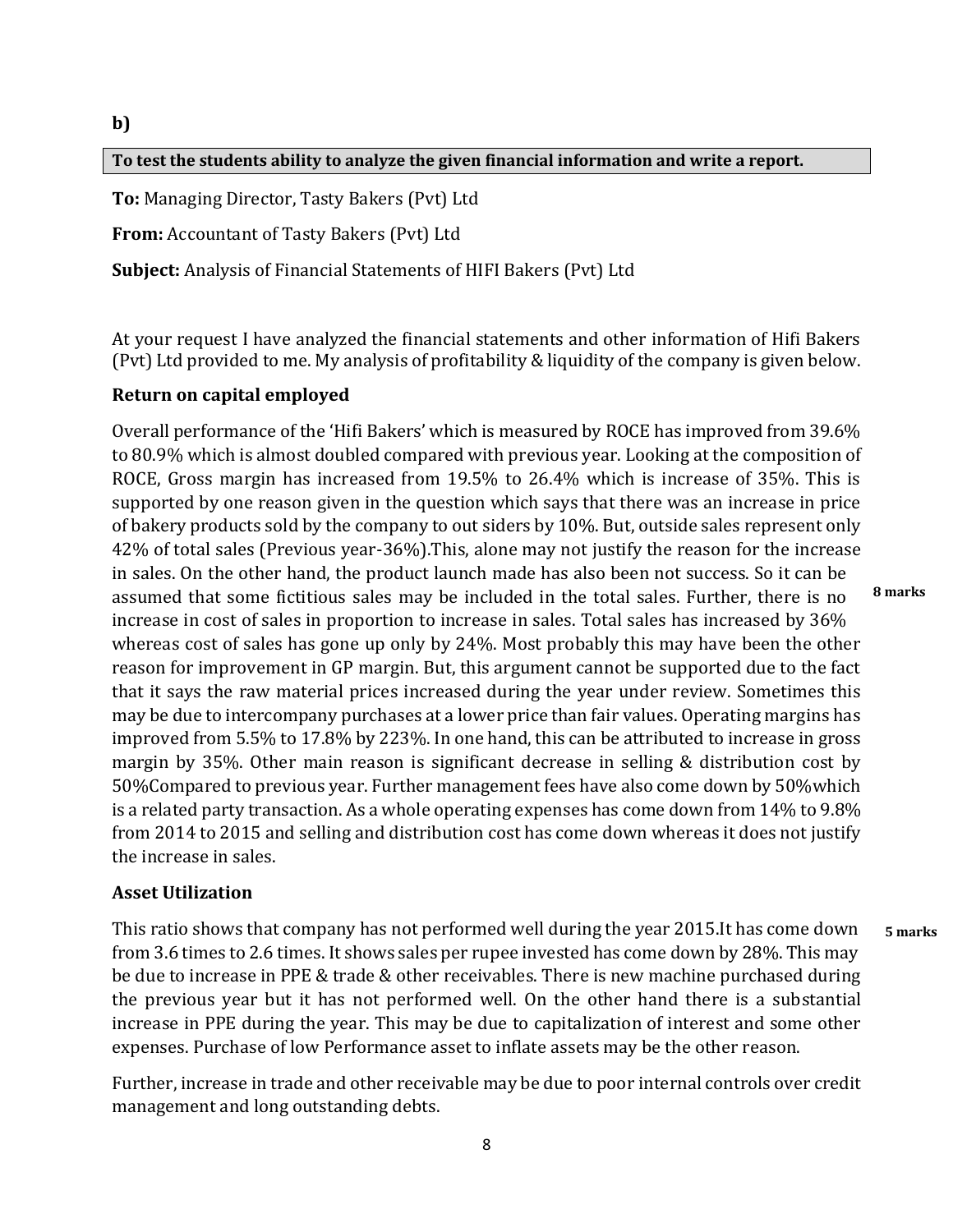**b)**

**To test the students ability to analyze the given financial information and write a report.**

**To:** Managing Director, Tasty Bakers (Pvt) Ltd

**From:** Accountant of Tasty Bakers (Pvt) Ltd

**Subject:** Analysis of Financial Statements of HIFI Bakers (Pvt) Ltd

At your request I have analyzed the financial statements and other information of Hifi Bakers (Pvt) Ltd provided to me. My analysis of profitability & liquidity of the company is given below.

**Return on capital employed**

Overall performance of the 'Hifi Bakers' which is measured by ROCE has improved from 39.6% to 80.9% which is almost doubled compared with previous year. Looking at the composition of ROCE, Gross margin has increased from 19.5% to 26.4% which is increase of 35%. This is supported by one reason given in the question which says that there was an increase in price of bakery products sold by the company to out siders by 10%. But, outside sales represent only 42% of total sales (Previous year-36%).This, alone may not justify the reason for the increase in sales. On the other hand, the product launch made has also been not success. So it can be assumed that some fictitious sales may be included in the total sales. Further, there is no increase in cost of sales in proportion to increase in sales. Total sales has increased by 36% whereas cost of sales has gone up only by 24%. Most probably this may have been the other reason for improvement in GP margin. But, this argument cannot be supported due to the fact that it says the raw material prices increased during the year under review. Sometimes this may be due to intercompany purchases at a lower price than fair values. Operating margins has improved from 5.5% to 17.8% by 223%. In one hand, this can be attributed to increase in gross margin by 35%. Other main reason is significant decrease in selling & distribution cost by 50%Compared to previous year. Further management fees have also come down by 50%which is a related party transaction. As a whole operating expenses has come down from 14% to 9.8% from 2014 to 2015 and selling and distribution cost has come down whereas it does not justify the increase in sales. **8 marks**

**Asset Utilization**

This ratio shows that company has not performed well during the year 2015.It has come down from 3.6 times to 2.6 times. It shows sales per rupee invested has come down by 28%. This may be due to increase in PPE & trade & other receivables. There is new machine purchased during the previous year but it has not performed well. On the other hand there is a substantial increase in PPE during the year. This may be due to capitalization of interest and some other expenses. Purchase of low Performance asset to inflate assets may be the other reason. **5 marks**

Further, increase in trade and other receivable may be due to poor internal controls over credit management and long outstanding debts.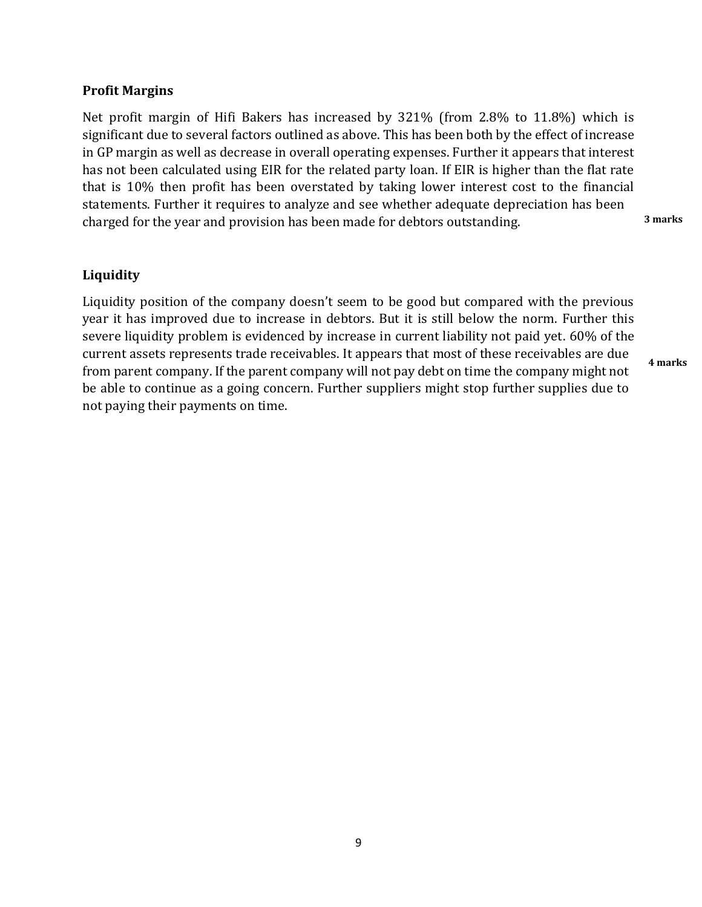**Profit Margins**

Net profit margin of Hifi Bakers has increased by 321% (from 2.8% to 11.8%) which is significant due to several factors outlined as above. This has been both by the effect of increase in GP margin as well as decrease in overall operating expenses. Further it appears that interest has not been calculated using EIR for the related party loan. If EIR is higher than the flat rate that is 10% then profit has been overstated by taking lower interest cost to the financial statements. Further it requires to analyze and see whether adequate depreciation has been charged for the year and provision has been made for debtors outstanding. **3 marks**

**Liquidity**

Liquidity position of the company doesn't seem to be good but compared with the previous year it has improved due to increase in debtors. But it is still below the norm. Further this severe liquidity problem is evidenced by increase in current liability not paid yet. 60% of the current assets represents trade receivables. It appears that most of these receivables are due from parent company. If the parent company will not pay debt on time the company might not be able to continue as a going concern. Further suppliers might stop further supplies due to not paying their payments on time. **4 marks**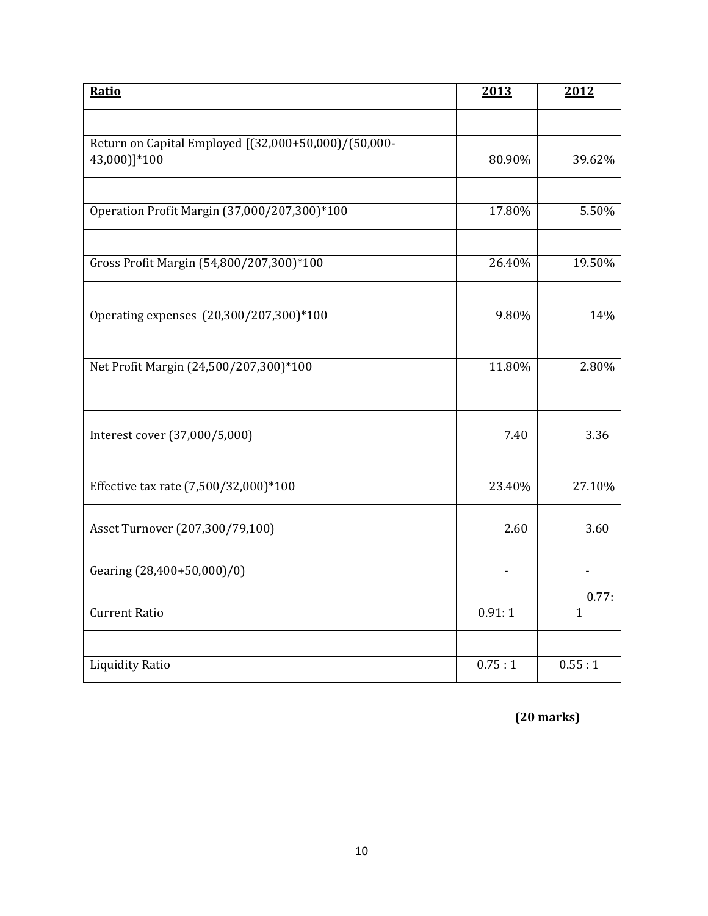| Ratio | 2013 | 2012 |
|---|---|---|
| | | |
| Return on Capital Employed [(32,000+50,000)/(50,000-43,000)]*100 | 80.90% | 39.62% |
| | | |
| Operation Profit Margin (37,000/207,300)*100 | 17.80% | 5.50% |
| | | |
| Gross Profit Margin (54,800/207,300)*100 | 26.40% | 19.50% |
| | | |
| Operating expenses (20,300/207,300)*100 | 9.80% | 14% |
| | | |
| Net Profit Margin (24,500/207,300)*100 | 11.80% | 2.80% |
| | | |
| Interest cover (37,000/5,000) | 7.40 | 3.36 |
| | | |
| Effective tax rate (7,500/32,000)*100 | 23.40% | 27.10% |
| Asset Turnover (207,300/79,100) | 2.60 | 3.60 |
| Gearing (28,400+50,000)/0) | - | - |
| Current Ratio | 0.91: 1 | 0.77: 1 |
| | | |
| Liquidity Ratio | 0.75 : 1 | 0.55 : 1 |

**(20 marks)**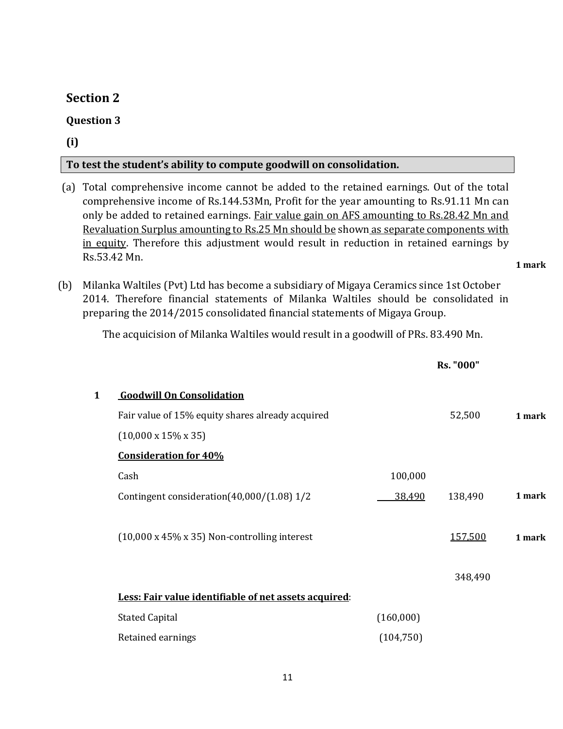## Section 2

### Question 3

**(i)**

**To test the student's ability to compute goodwill on consolidation.**

(a) Total comprehensive income cannot be added to the retained earnings. Out of the total comprehensive income of Rs.144.53Mn, Profit for the year amounting to Rs.91.11 Mn can only be added to retained earnings. Fair value gain on AFS amounting to Rs.28.42 Mn and Revaluation Surplus amounting to Rs.25 Mn should be shown as separate components with in equity. Therefore this adjustment would result in reduction in retained earnings by Rs.53.42 Mn.

**1 mark**

(b) Milanka Waltiles (Pvt) Ltd has become a subsidiary of Migaya Ceramics since 1st October 2014. Therefore financial statements of Milanka Waltiles should be consolidated in preparing the 2014/2015 consolidated financial statements of Migaya Group.

The acquicision of Milanka Waltiles would result in a goodwill of PRs. 83.490 Mn.

| | | | Rs. "000" | |
|---|---|---|---|---|
| **1** | **Goodwill On Consolidation** | | | |
| | Fair value of 15% equity shares already acquired | | 52,500 | **1 mark** |
| | (10,000 x 15% x 35) | | | |
| | **Consideration for 40%** | | | |
| | Cash | 100,000 | | |
| | Contingent consideration(40,000/(1.08) 1/2 | 38,490 | 138,490 | **1 mark** |
| | (10,000 x 45% x 35) Non-controlling interest | | 157,500 | **1 mark** |
| | | | 348,490 | |
| | **Less: Fair value identifiable of net assets acquired**: | | | |
| | Stated Capital | (160,000) | | |
| | Retained earnings | (104,750) | | |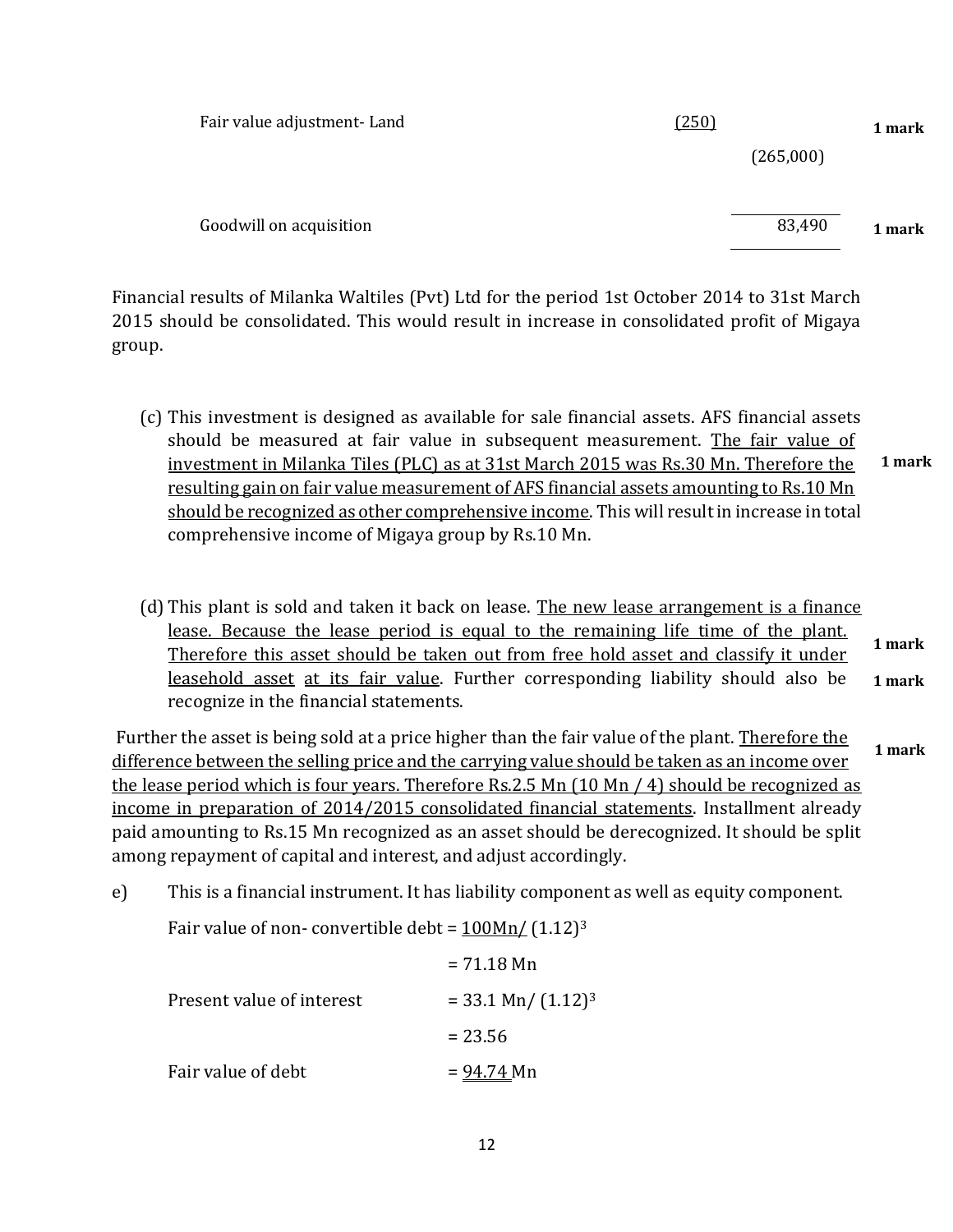| | | | |
|---|---|---|---|
| Fair value adjustment- Land | (250) | | 1 mark |
| | | (265,000) | |
| Goodwill on acquisition | | 83,490 | 1 mark |

Financial results of Milanka Waltiles (Pvt) Ltd for the period 1st October 2014 to 31st March 2015 should be consolidated. This would result in increase in consolidated profit of Migaya group.

(c) This investment is designed as available for sale financial assets. AFS financial assets should be measured at fair value in subsequent measurement. <u>The fair value of investment in Milanka Tiles (PLC) as at 31st March 2015 was Rs.30 Mn. Therefore the resulting gain on fair value measurement of AFS financial assets amounting to Rs.10 Mn should be recognized as other comprehensive income</u>. This will result in increase in total comprehensive income of Migaya group by Rs.10 Mn. **1 mark**

(d) This plant is sold and taken it back on lease. <u>The new lease arrangement is a finance lease. Because the lease period is equal to the remaining life time of the plant. Therefore this asset should be taken out from free hold asset and classify it under leasehold asset</u> <u>at its fair value</u>. Further corresponding liability should also be recognize in the financial statements. **1 mark** **1 mark**

Further the asset is being sold at a price higher than the fair value of the plant. <u>Therefore the difference between the selling price and the carrying value should be taken as an income over the lease period which is four years. Therefore Rs.2.5 Mn (10 Mn / 4) should be recognized as income in preparation of 2014/2015 consolidated financial statements</u>. Installment already paid amounting to Rs.15 Mn recognized as an asset should be derecognized. It should be split among repayment of capital and interest, and adjust accordingly. **1 mark**

e) This is a financial instrument. It has liability component as well as equity component.

Fair value of non- convertible debt = <u>100Mn/</u> $(1.12)^3$

= 71.18 Mn

Present value of interest = 33.1 Mn/ $(1.12)^3$

= 23.56

Fair value of debt = <u>94.74</u> Mn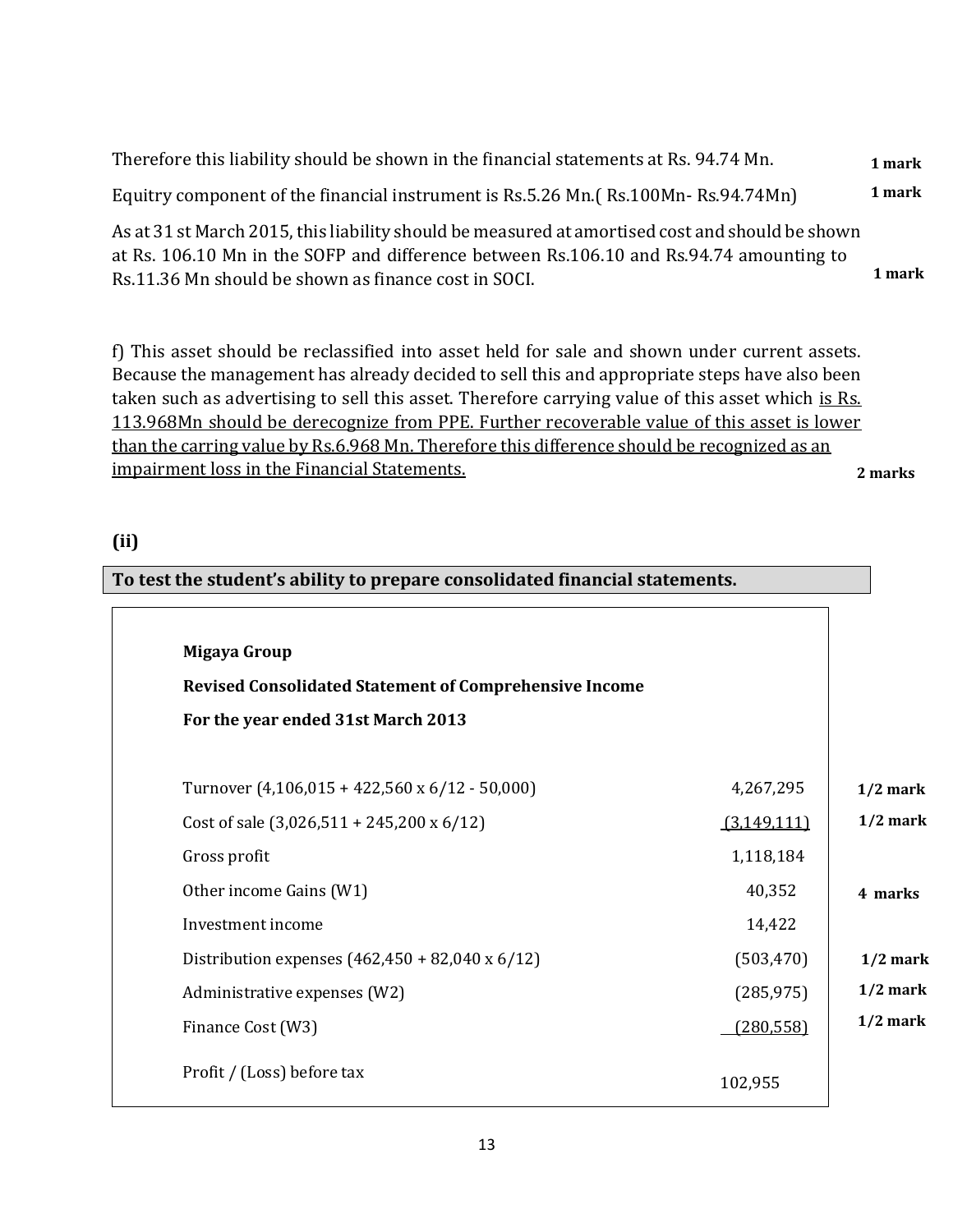Therefore this liability should be shown in the financial statements at Rs. 94.74 Mn. **1 mark**

Equitry component of the financial instrument is Rs.5.26 Mn.( Rs.100Mn- Rs.94.74Mn) **1 mark**

As at 31 st March 2015, this liability should be measured at amortised cost and should be shown at Rs. 106.10 Mn in the SOFP and difference between Rs.106.10 and Rs.94.74 amounting to Rs.11.36 Mn should be shown as finance cost in SOCI. **1 mark**

f) This asset should be reclassified into asset held for sale and shown under current assets. Because the management has already decided to sell this and appropriate steps have also been taken such as advertising to sell this asset. Therefore carrying value of this asset which <u>is Rs. 113.968Mn should be derecognize from PPE. Further recoverable value of this asset is lower than the carring value by Rs.6.968 Mn. Therefore this difference should be recognized as an impairment loss in the Financial Statements.</u> **2 marks**

**(ii)**

**To test the student's ability to prepare consolidated financial statements.**

**Migaya Group**

**Revised Consolidated Statement of Comprehensive Income**

**For the year ended 31st March 2013**

| | | |
|---|---|---|
| Turnover (4,106,015 + 422,560 x 6/12 - 50,000) | 4,267,295 | **1/2 mark** |
| Cost of sale (3,026,511 + 245,200 x 6/12) | (3,149,111) | **1/2 mark** |
| Gross profit | 1,118,184 | |
| Other income Gains (W1) | 40,352 | **4 marks** |
| Investment income | 14,422 | |
| Distribution expenses (462,450 + 82,040 x 6/12) | (503,470) | **1/2 mark** |
| Administrative expenses (W2) | (285,975) | **1/2 mark** |
| Finance Cost (W3) | (280,558) | **1/2 mark** |
| Profit / (Loss) before tax | 102,955 | |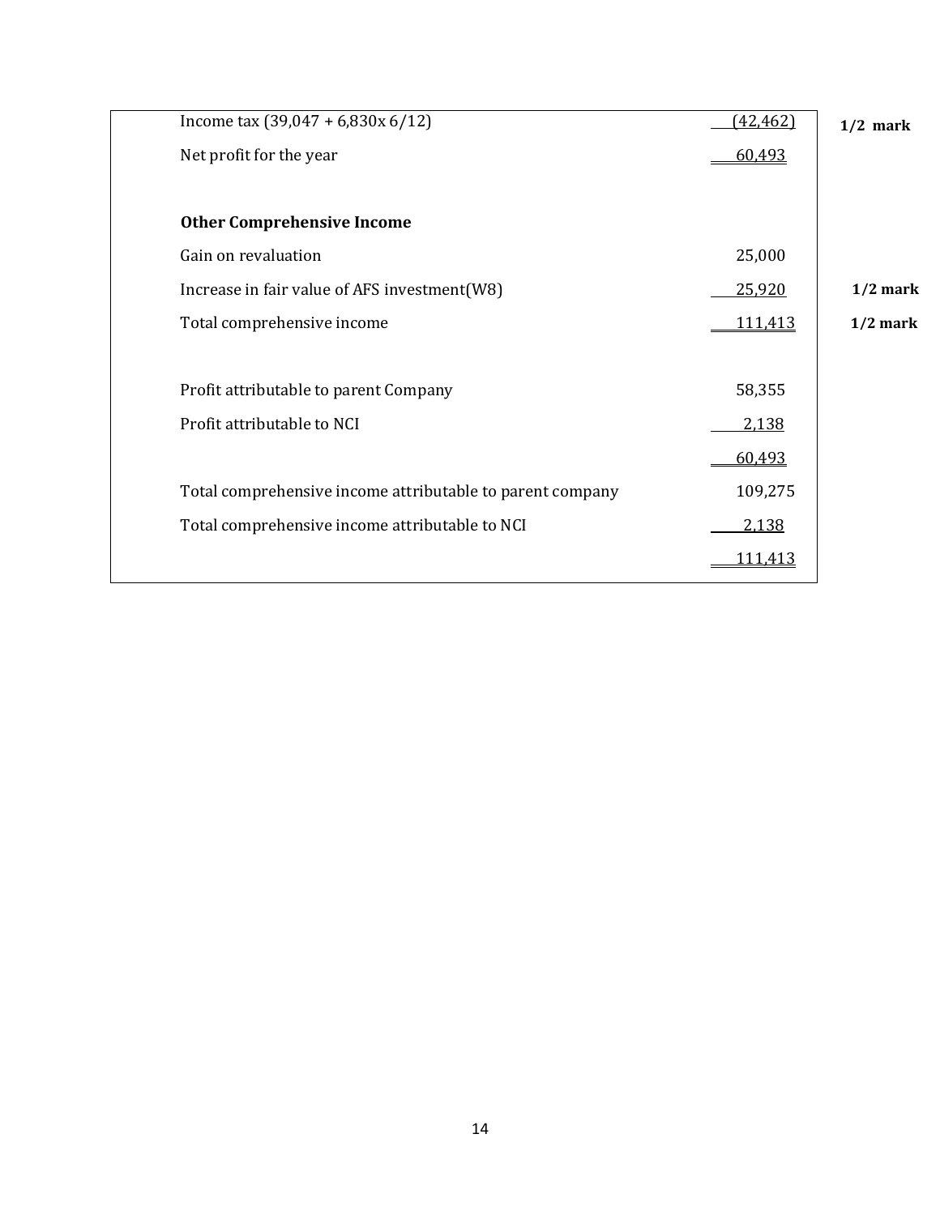| | | |
|---|---|---|
| Income tax (39,047 + 6,830x 6/12) | (42,462) | **1/2 mark** |
| Net profit for the year | 60,493 | |
| | | |
| **Other Comprehensive Income** | | |
| Gain on revaluation | 25,000 | |
| Increase in fair value of AFS investment(W8) | 25,920 | **1/2 mark** |
| Total comprehensive income | 111,413 | **1/2 mark** |
| | | |
| Profit attributable to parent Company | 58,355 | |
| Profit attributable to NCI | 2,138 | |
| | 60,493 | |
| Total comprehensive income attributable to parent company | 109,275 | |
| Total comprehensive income attributable to NCI | 2,138 | |
| | 111,413 | |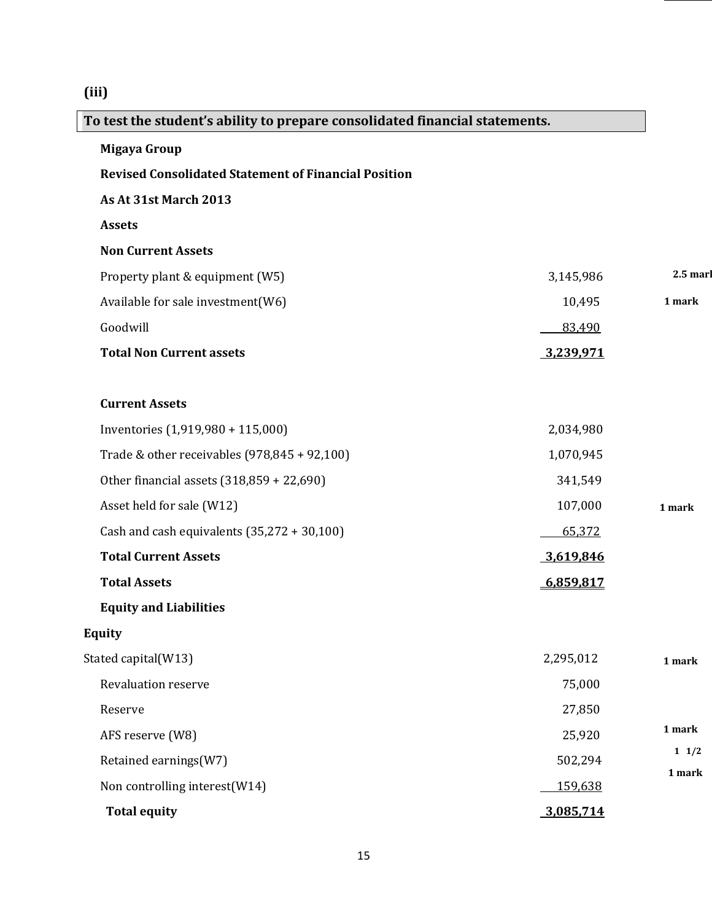**(iii)**

**To test the student's ability to prepare consolidated financial statements.**

**Migaya Group**

**Revised Consolidated Statement of Financial Position**

**As At 31st March 2013**

| | | |
|---|---|---|
| **Assets** | | |
| **Non Current Assets** | | |
| Property plant & equipment (W5) | 3,145,986 | 2.5 mark |
| Available for sale investment(W6) | 10,495 | 1 mark |
| Goodwill | 83,490 | |
| **Total Non Current assets** | **3,239,971** | |
| | | |
| **Current Assets** | | |
| Inventories (1,919,980 + 115,000) | 2,034,980 | |
| Trade & other receivables (978,845 + 92,100) | 1,070,945 | |
| Other financial assets (318,859 + 22,690) | 341,549 | |
| Asset held for sale (W12) | 107,000 | 1 mark |
| Cash and cash equivalents (35,272 + 30,100) | 65,372 | |
| **Total Current Assets** | **3,619,846** | |
| **Total Assets** | **6,859,817** | |
| **Equity and Liabilities** | | |
| **Equity** | | |
| Stated capital(W13) | 2,295,012 | 1 mark |
| Revaluation reserve | 75,000 | |
| Reserve | 27,850 | |
| AFS reserve (W8) | 25,920 | 1 mark |
| Retained earnings(W7) | 502,294 | 1 1/2 |
| Non controlling interest(W14) | 159,638 | 1 mark |
| **Total equity** | **3,085,714** | |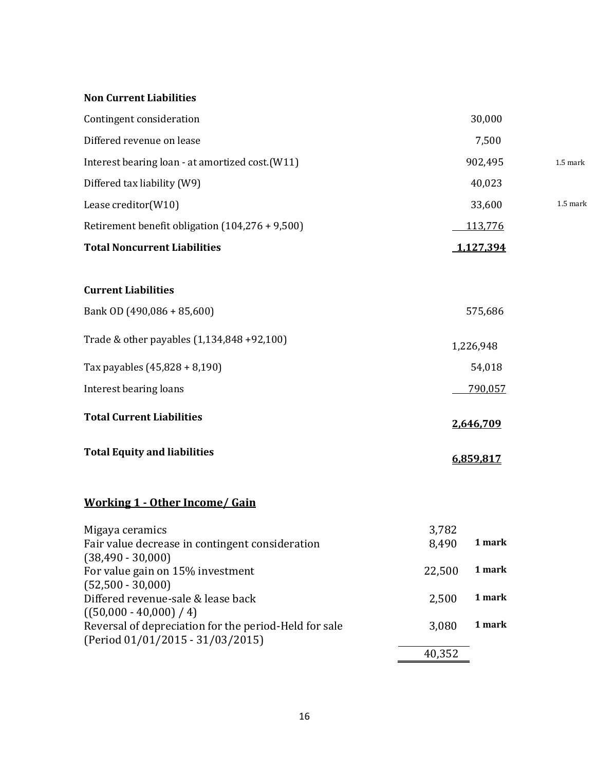**Non Current Liabilities**

| | | |
|---|---|---|
| Contingent consideration | 30,000 | |
| Differed revenue on lease | 7,500 | |
| Interest bearing loan - at amortized cost.(W11) | 902,495 | 1.5 mark |
| Differed tax liability (W9) | 40,023 | |
| Lease creditor(W10) | 33,600 | 1.5 mark |
| Retirement benefit obligation (104,276 + 9,500) | 113,776 | |
| **Total Noncurrent Liabilities** | **1,127,394** | |

**Current Liabilities**

| | |
|---|---|
| Bank OD (490,086 + 85,600) | 575,686 |
| Trade & other payables (1,134,848 +92,100) | 1,226,948 |
| Tax payables (45,828 + 8,190) | 54,018 |
| Interest bearing loans | 790,057 |
| **Total Current Liabilities** | **2,646,709** |
| **Total Equity and liabilities** | **6,859,817** |

## Working 1 - Other Income/ Gain

| | | |
|---|---|---|
| Migaya ceramics | 3,782 | |
| Fair value decrease in contingent consideration (38,490 - 30,000) | 8,490 | **1 mark** |
| For value gain on 15% investment (52,500 - 30,000) | 22,500 | **1 mark** |
| Differed revenue-sale & lease back ((50,000 - 40,000) / 4) | 2,500 | **1 mark** |
| Reversal of depreciation for the period-Held for sale (Period 01/01/2015 - 31/03/2015) | 3,080 | **1 mark** |
| | 40,352 | |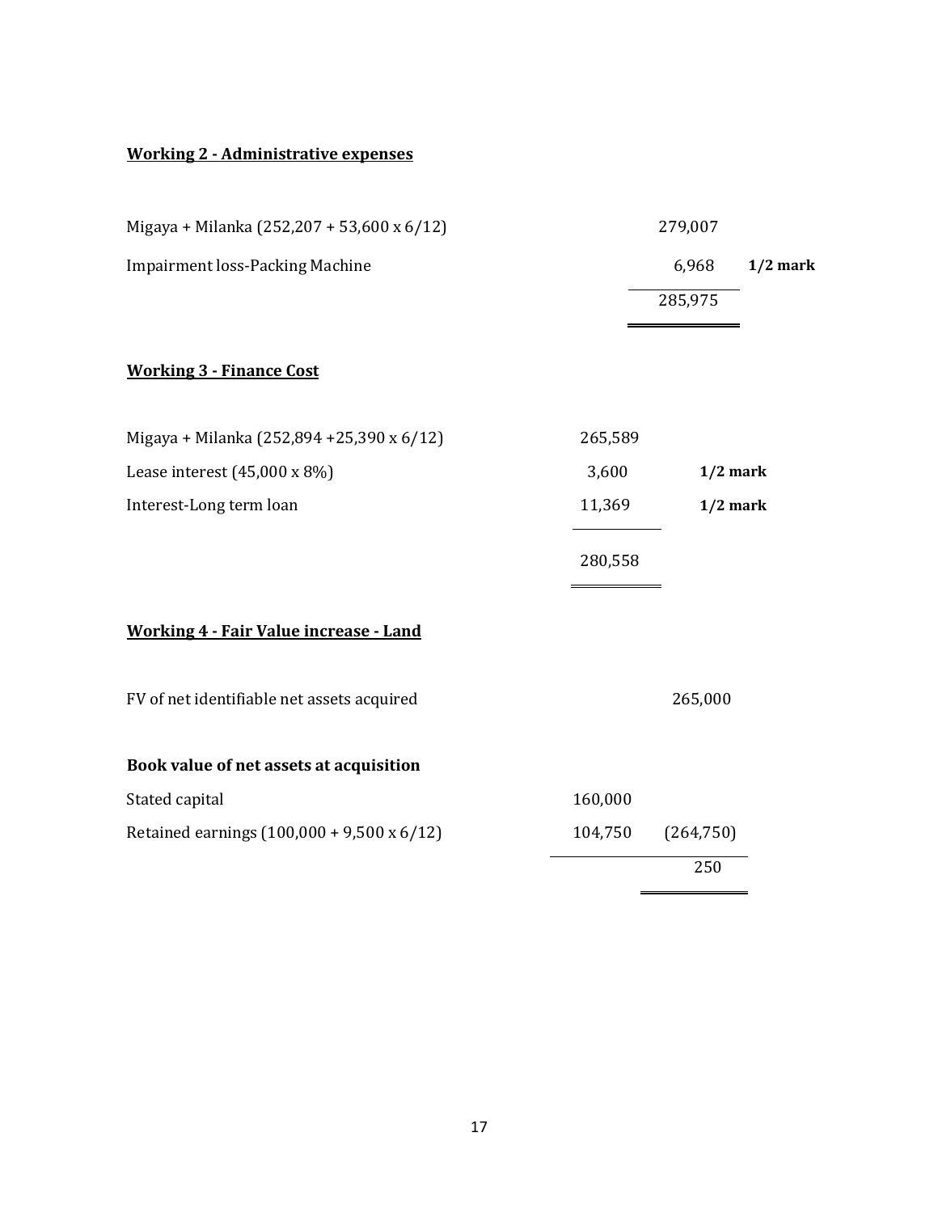**Working 2 - Administrative expenses**

| | | |
|---|---|---|
| Migaya + Milanka (252,207 + 53,600 x 6/12) | 279,007 | |
| Impairment loss-Packing Machine | 6,968 | **1/2 mark** |
| | 285,975 | |

**Working 3 - Finance Cost**

| | | |
|---|---|---|
| Migaya + Milanka (252,894 +25,390 x 6/12) | 265,589 | |
| Lease interest (45,000 x 8%) | 3,600 | **1/2 mark** |
| Interest-Long term loan | 11,369 | **1/2 mark** |
| | 280,558 | |

**Working 4 - Fair Value increase - Land**

| | | |
|---|---|---|
| FV of net identifiable net assets acquired | | 265,000 |
| **Book value of net assets at acquisition** | | |
| Stated capital | 160,000 | |
| Retained earnings (100,000 + 9,500 x 6/12) | 104,750 | (264,750) |
| | | 250 |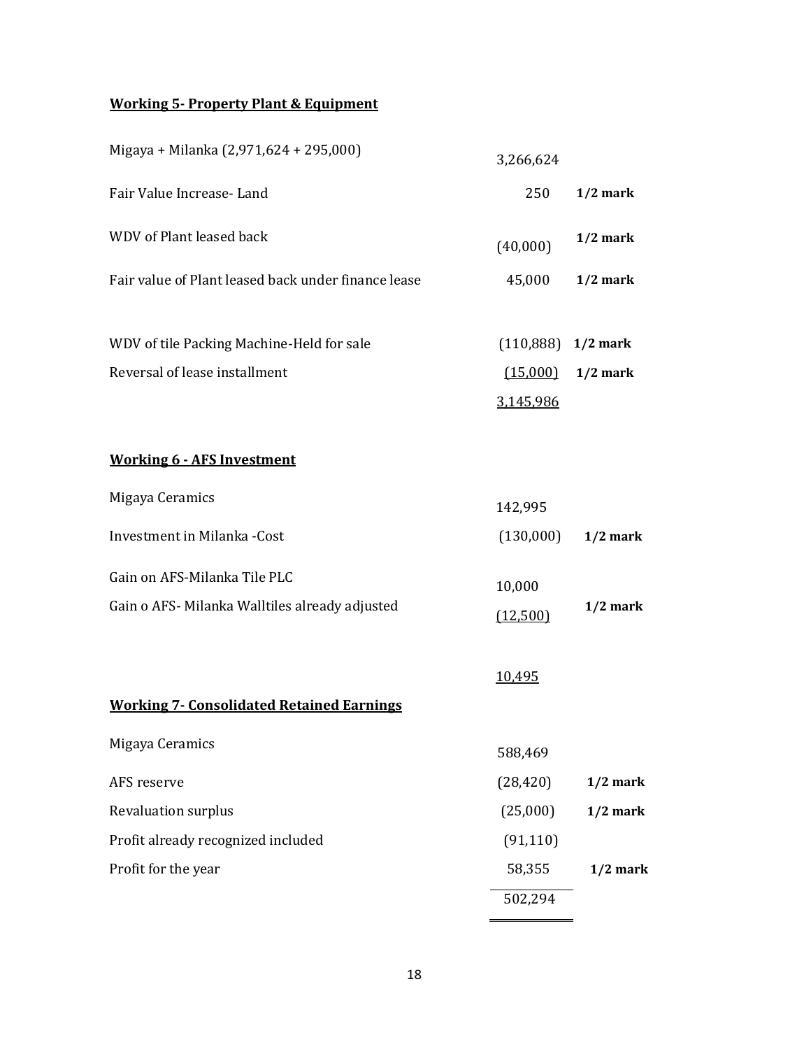**Working 5- Property Plant & Equipment**

| | | |
|---|---|---|
| Migaya + Milanka (2,971,624 + 295,000) | 3,266,624 | |
| Fair Value Increase- Land | 250 | **1/2 mark** |
| WDV of Plant leased back | (40,000) | **1/2 mark** |
| Fair value of Plant leased back under finance lease | 45,000 | **1/2 mark** |
| WDV of tile Packing Machine-Held for sale | (110,888) | **1/2 mark** |
| Reversal of lease installment | (15,000) | **1/2 mark** |
| | 3,145,986 | |

**Working 6 - AFS Investment**

| | | |
|---|---|---|
| Migaya Ceramics | 142,995 | |
| Investment in Milanka -Cost | (130,000) | **1/2 mark** |
| Gain on AFS-Milanka Tile PLC | 10,000 | |
| Gain o AFS- Milanka Walltiles already adjusted | (12,500) | **1/2 mark** |
| | 10,495 | |

**Working 7- Consolidated Retained Earnings**

| | | |
|---|---|---|
| Migaya Ceramics | 588,469 | |
| AFS reserve | (28,420) | **1/2 mark** |
| Revaluation surplus | (25,000) | **1/2 mark** |
| Profit already recognized included | (91,110) | |
| Profit for the year | 58,355 | **1/2 mark** |
| | 502,294 | |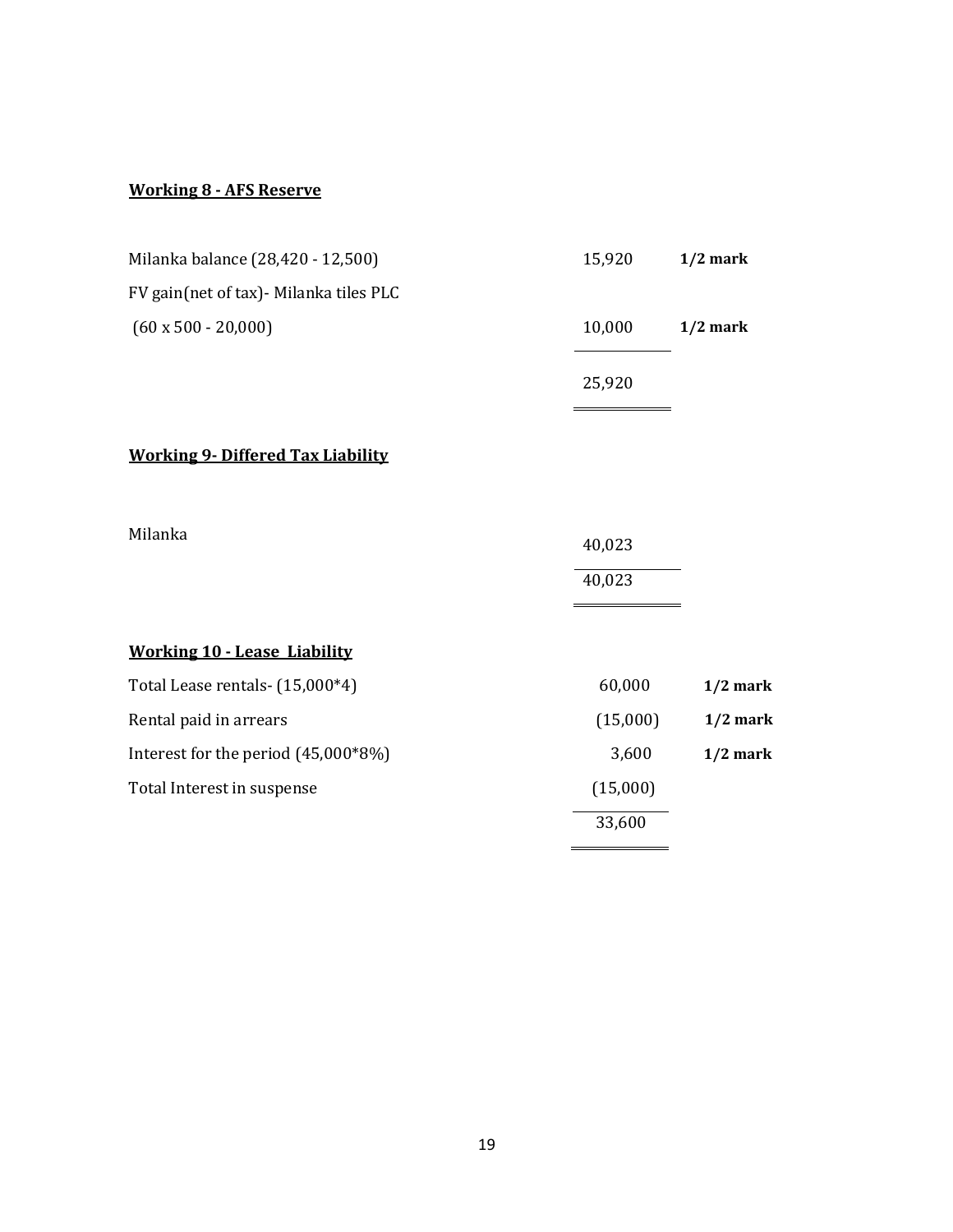**Working 8 - AFS Reserve**

| | | |
|---|---|---|
| Milanka balance (28,420 - 12,500) | 15,920 | **1/2 mark** |
| FV gain(net of tax)- Milanka tiles PLC | | |
| (60 x 500 - 20,000) | 10,000 | **1/2 mark** |
| | 25,920 | |

**Working 9- Differed Tax Liability**

| | |
|---|---|
| Milanka | 40,023 |
| | 40,023 |

**Working 10 - Lease Liability**

| | | |
|---|---|---|
| Total Lease rentals- (15,000*4) | 60,000 | **1/2 mark** |
| Rental paid in arrears | (15,000) | **1/2 mark** |
| Interest for the period (45,000*8%) | 3,600 | **1/2 mark** |
| Total Interest in suspense | (15,000) | |
| | 33,600 | |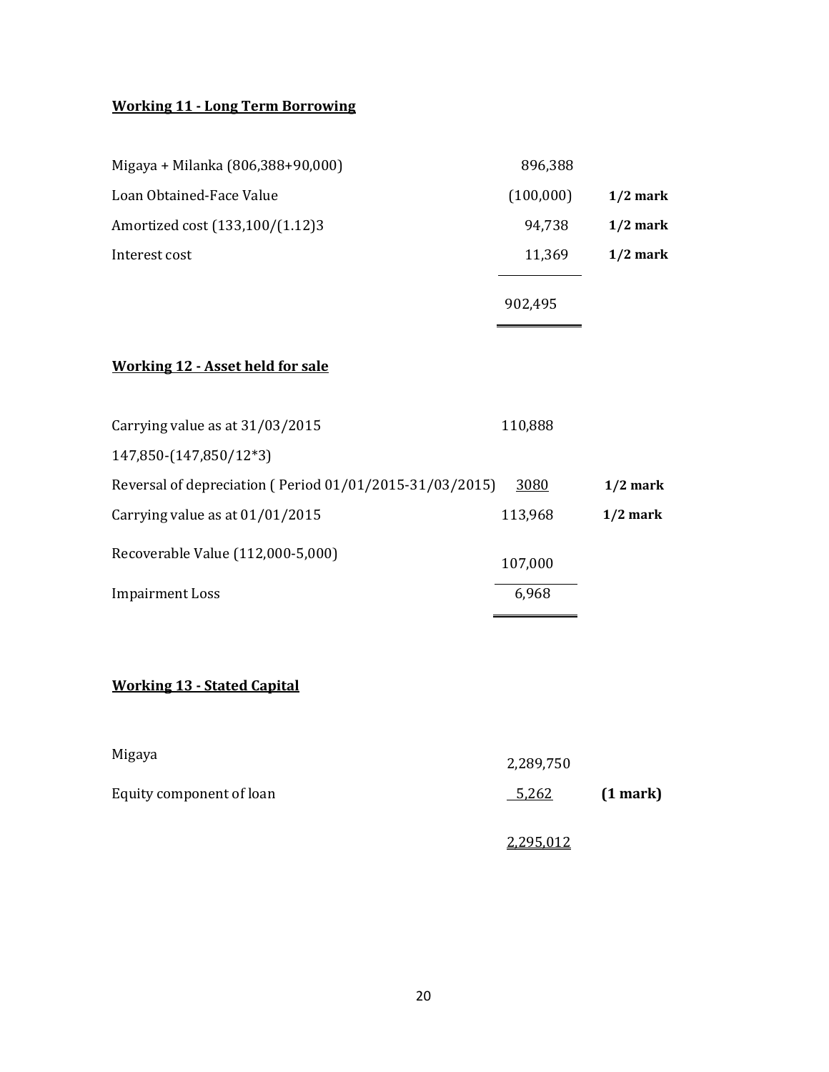**Working 11 - Long Term Borrowing**

| | | |
|---|---|---|
| Migaya + Milanka (806,388+90,000) | 896,388 | |
| Loan Obtained-Face Value | (100,000) | **1/2 mark** |
| Amortized cost (133,100/(1.12)3 | 94,738 | **1/2 mark** |
| Interest cost | 11,369 | **1/2 mark** |
| | 902,495 | |

**Working 12 - Asset held for sale**

| | | |
|---|---|---|
| Carrying value as at 31/03/2015 | 110,888 | |
| 147,850-(147,850/12*3) | | |
| Reversal of depreciation ( Period 01/01/2015-31/03/2015) | 3080 | **1/2 mark** |
| Carrying value as at 01/01/2015 | 113,968 | **1/2 mark** |
| Recoverable Value (112,000-5,000) | 107,000 | |
| Impairment Loss | 6,968 | |

**Working 13 - Stated Capital**

| | | |
|---|---|---|
| Migaya | 2,289,750 | |
| Equity component of loan | 5,262 | **(1 mark)** |
| | 2,295,012 | |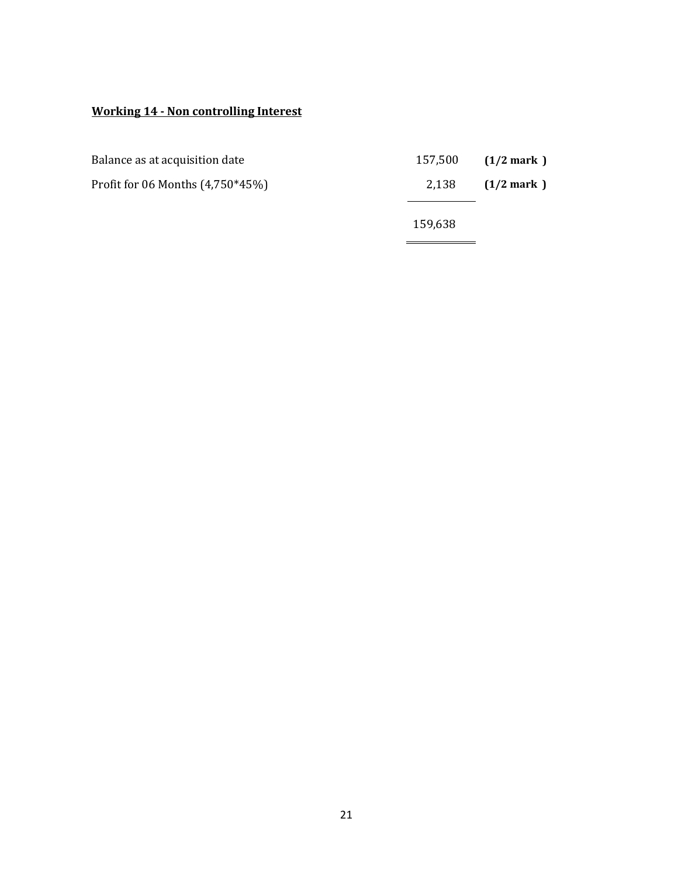**Working 14 - Non controlling Interest**

| | | |
|---|---|---|
| Balance as at acquisition date | 157,500 | **(1/2 mark )** |
| Profit for 06 Months (4,750*45%) | 2,138 | **(1/2 mark )** |
| | 159,638 | |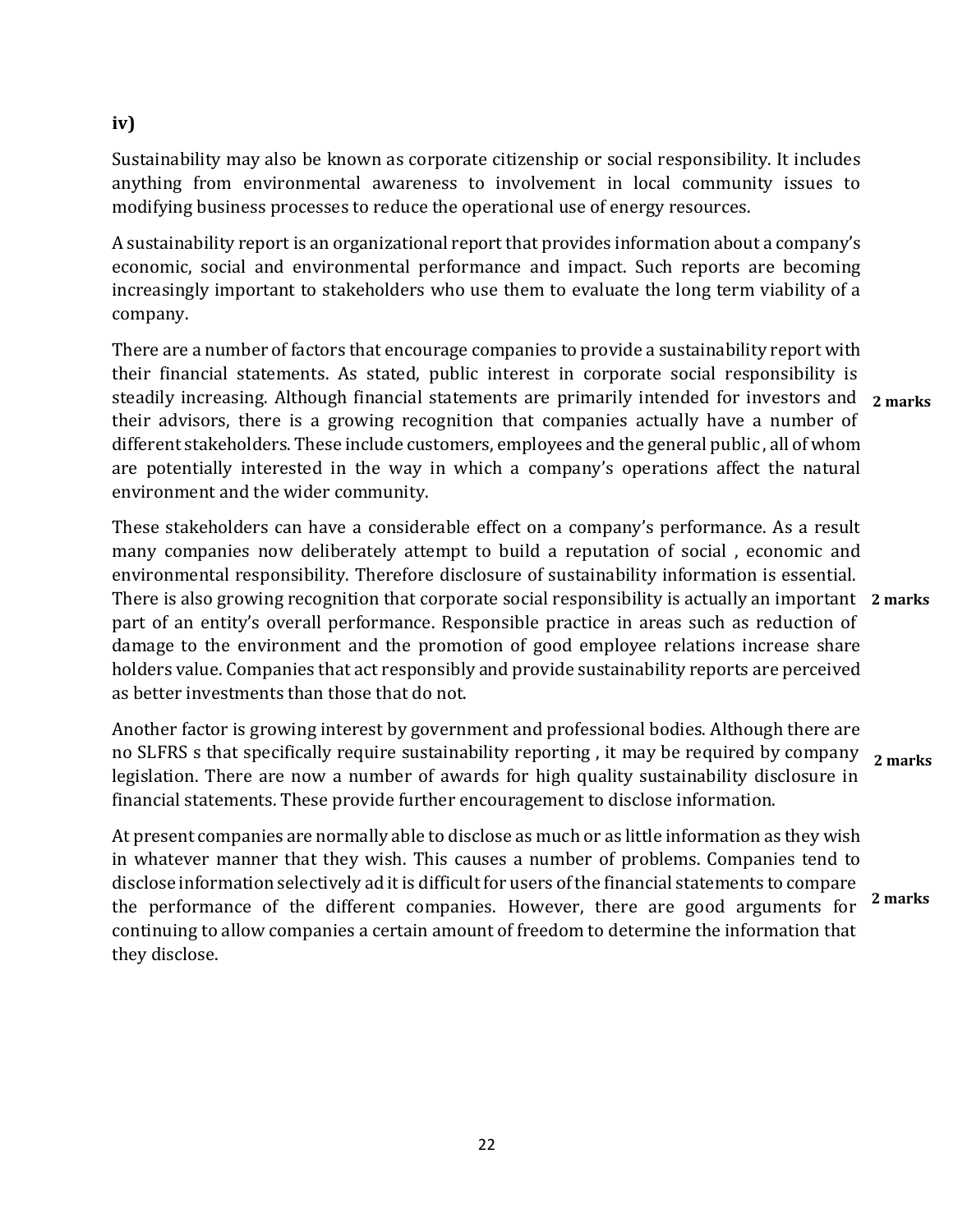**iv)**

Sustainability may also be known as corporate citizenship or social responsibility. It includes anything from environmental awareness to involvement in local community issues to modifying business processes to reduce the operational use of energy resources.

A sustainability report is an organizational report that provides information about a company's economic, social and environmental performance and impact. Such reports are becoming increasingly important to stakeholders who use them to evaluate the long term viability of a company.

There are a number of factors that encourage companies to provide a sustainability report with their financial statements. As stated, public interest in corporate social responsibility is steadily increasing. Although financial statements are primarily intended for investors and their advisors, there is a growing recognition that companies actually have a number of different stakeholders. These include customers, employees and the general public , all of whom are potentially interested in the way in which a company's operations affect the natural environment and the wider community. **2 marks**

These stakeholders can have a considerable effect on a company's performance. As a result many companies now deliberately attempt to build a reputation of social , economic and environmental responsibility. Therefore disclosure of sustainability information is essential. There is also growing recognition that corporate social responsibility is actually an important part of an entity's overall performance. Responsible practice in areas such as reduction of damage to the environment and the promotion of good employee relations increase share holders value. Companies that act responsibly and provide sustainability reports are perceived as better investments than those that do not. **2 marks**

Another factor is growing interest by government and professional bodies. Although there are no SLFRS s that specifically require sustainability reporting , it may be required by company legislation. There are now a number of awards for high quality sustainability disclosure in financial statements. These provide further encouragement to disclose information. **2 marks**

At present companies are normally able to disclose as much or as little information as they wish in whatever manner that they wish. This causes a number of problems. Companies tend to disclose information selectively ad it is difficult for users of the financial statements to compare the performance of the different companies. However, there are good arguments for continuing to allow companies a certain amount of freedom to determine the information that they disclose. **2 marks**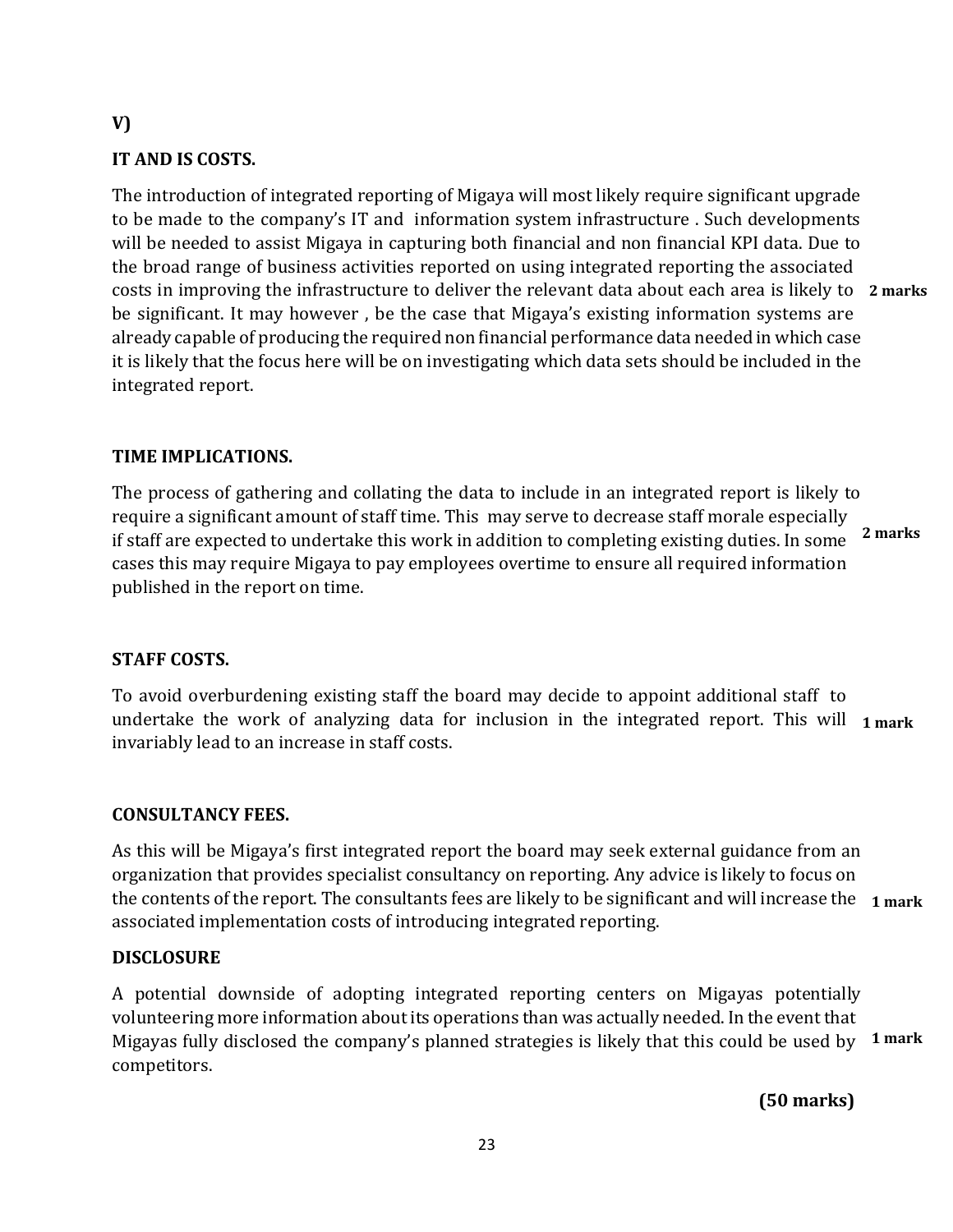**V)**

**IT AND IS COSTS.**

The introduction of integrated reporting of Migaya will most likely require significant upgrade to be made to the company's IT and information system infrastructure . Such developments will be needed to assist Migaya in capturing both financial and non financial KPI data. Due to the broad range of business activities reported on using integrated reporting the associated costs in improving the infrastructure to deliver the relevant data about each area is likely to be significant. It may however , be the case that Migaya's existing information systems are already capable of producing the required non financial performance data needed in which case it is likely that the focus here will be on investigating which data sets should be included in the integrated report. **2 marks**

**TIME IMPLICATIONS.**

The process of gathering and collating the data to include in an integrated report is likely to require a significant amount of staff time. This may serve to decrease staff morale especially if staff are expected to undertake this work in addition to completing existing duties. In some cases this may require Migaya to pay employees overtime to ensure all required information published in the report on time. **2 marks**

**STAFF COSTS.**

To avoid overburdening existing staff the board may decide to appoint additional staff to undertake the work of analyzing data for inclusion in the integrated report. This will invariably lead to an increase in staff costs. **1 mark**

**CONSULTANCY FEES.**

As this will be Migaya's first integrated report the board may seek external guidance from an organization that provides specialist consultancy on reporting. Any advice is likely to focus on the contents of the report. The consultants fees are likely to be significant and will increase the associated implementation costs of introducing integrated reporting. **1 mark**

**DISCLOSURE**

A potential downside of adopting integrated reporting centers on Migayas potentially volunteering more information about its operations than was actually needed. In the event that Migayas fully disclosed the company's planned strategies is likely that this could be used by competitors. **1 mark**

**(50 marks)**